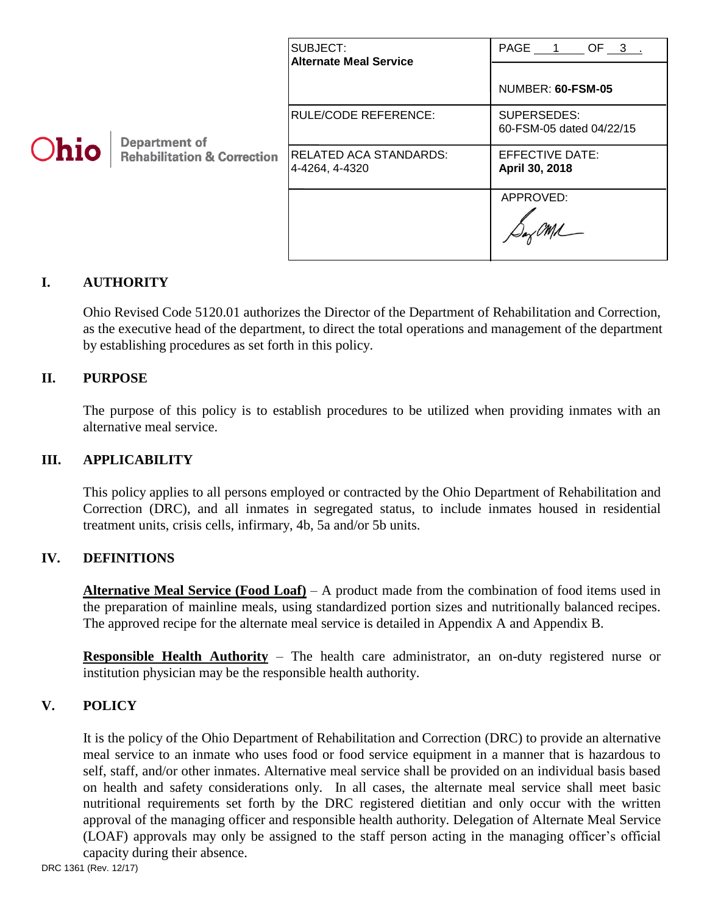Ohio Department of Rehabilitation & Correction

| SUBJECT: **Alternate Meal Service** | PAGE 1 OF 3 . NUMBER: **60-FSM-05** |
|---|---|
| RULE/CODE REFERENCE: | SUPERSEDES: 60-FSM-05 dated 04/22/15 |
| RELATED ACA STANDARDS: 4-4264, 4-4320 | EFFECTIVE DATE: **April 30, 2018** |
| | APPROVED: |

## I. AUTHORITY

Ohio Revised Code 5120.01 authorizes the Director of the Department of Rehabilitation and Correction, as the executive head of the department, to direct the total operations and management of the department by establishing procedures as set forth in this policy.

## II. PURPOSE

The purpose of this policy is to establish procedures to be utilized when providing inmates with an alternative meal service.

## III. APPLICABILITY

This policy applies to all persons employed or contracted by the Ohio Department of Rehabilitation and Correction (DRC), and all inmates in segregated status, to include inmates housed in residential treatment units, crisis cells, infirmary, 4b, 5a and/or 5b units.

## IV. DEFINITIONS

**Alternative Meal Service (Food Loaf)** – A product made from the combination of food items used in the preparation of mainline meals, using standardized portion sizes and nutritionally balanced recipes. The approved recipe for the alternate meal service is detailed in Appendix A and Appendix B.

**Responsible Health Authority** – The health care administrator, an on-duty registered nurse or institution physician may be the responsible health authority.

## V. POLICY

It is the policy of the Ohio Department of Rehabilitation and Correction (DRC) to provide an alternative meal service to an inmate who uses food or food service equipment in a manner that is hazardous to self, staff, and/or other inmates. Alternative meal service shall be provided on an individual basis based on health and safety considerations only. In all cases, the alternate meal service shall meet basic nutritional requirements set forth by the DRC registered dietitian and only occur with the written approval of the managing officer and responsible health authority. Delegation of Alternate Meal Service (LOAF) approvals may only be assigned to the staff person acting in the managing officer's official capacity during their absence.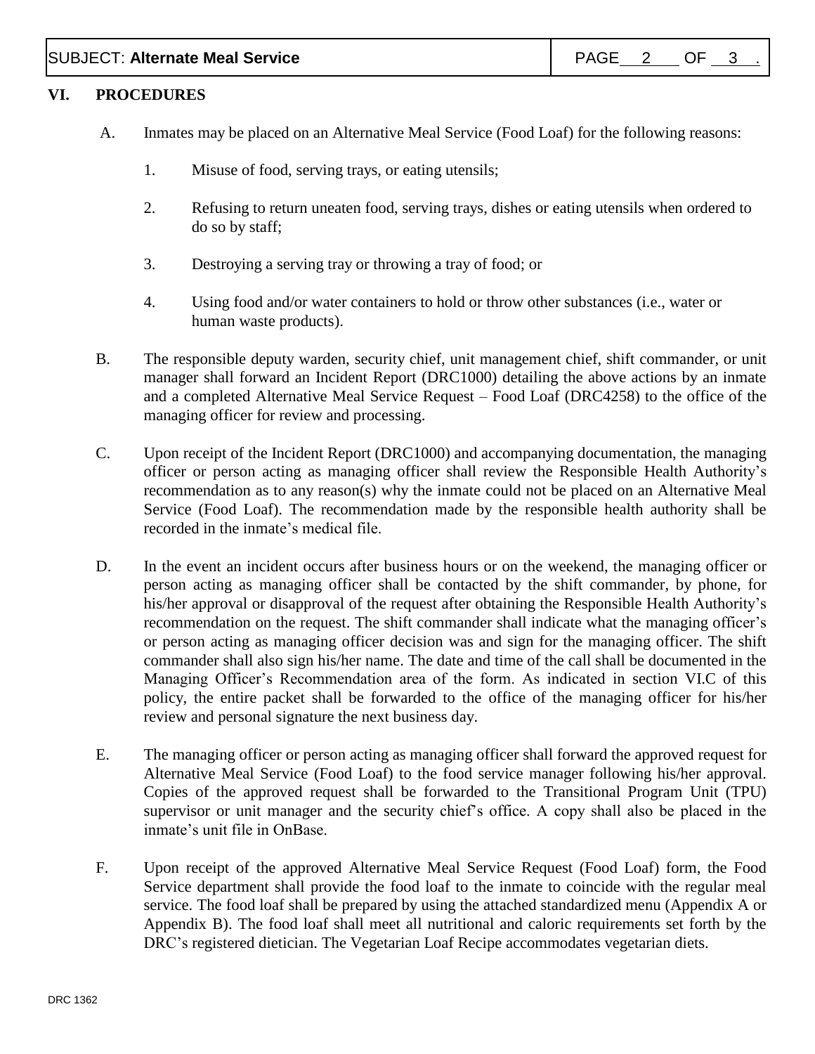## VI. PROCEDURES

A. Inmates may be placed on an Alternative Meal Service (Food Loaf) for the following reasons:

1. Misuse of food, serving trays, or eating utensils;

2. Refusing to return uneaten food, serving trays, dishes or eating utensils when ordered to do so by staff;

3. Destroying a serving tray or throwing a tray of food; or

4. Using food and/or water containers to hold or throw other substances (i.e., water or human waste products).

B. The responsible deputy warden, security chief, unit management chief, shift commander, or unit manager shall forward an Incident Report (DRC1000) detailing the above actions by an inmate and a completed Alternative Meal Service Request – Food Loaf (DRC4258) to the office of the managing officer for review and processing.

C. Upon receipt of the Incident Report (DRC1000) and accompanying documentation, the managing officer or person acting as managing officer shall review the Responsible Health Authority's recommendation as to any reason(s) why the inmate could not be placed on an Alternative Meal Service (Food Loaf). The recommendation made by the responsible health authority shall be recorded in the inmate's medical file.

D. In the event an incident occurs after business hours or on the weekend, the managing officer or person acting as managing officer shall be contacted by the shift commander, by phone, for his/her approval or disapproval of the request after obtaining the Responsible Health Authority's recommendation on the request. The shift commander shall indicate what the managing officer's or person acting as managing officer decision was and sign for the managing officer. The shift commander shall also sign his/her name. The date and time of the call shall be documented in the Managing Officer's Recommendation area of the form. As indicated in section VI.C of this policy, the entire packet shall be forwarded to the office of the managing officer for his/her review and personal signature the next business day.

E. The managing officer or person acting as managing officer shall forward the approved request for Alternative Meal Service (Food Loaf) to the food service manager following his/her approval. Copies of the approved request shall be forwarded to the Transitional Program Unit (TPU) supervisor or unit manager and the security chief's office. A copy shall also be placed in the inmate's unit file in OnBase.

F. Upon receipt of the approved Alternative Meal Service Request (Food Loaf) form, the Food Service department shall provide the food loaf to the inmate to coincide with the regular meal service. The food loaf shall be prepared by using the attached standardized menu (Appendix A or Appendix B). The food loaf shall meet all nutritional and caloric requirements set forth by the DRC's registered dietician. The Vegetarian Loaf Recipe accommodates vegetarian diets.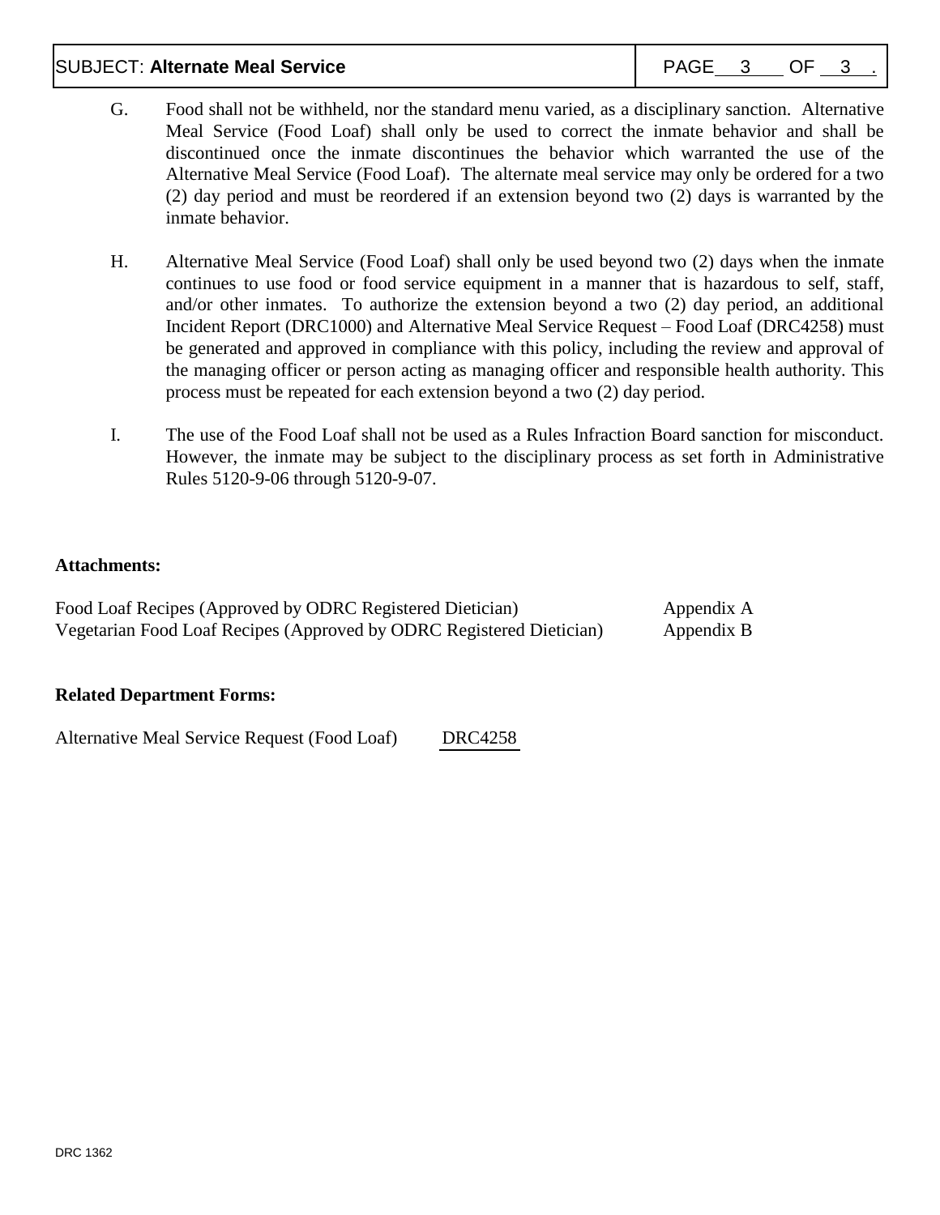G. Food shall not be withheld, nor the standard menu varied, as a disciplinary sanction. Alternative Meal Service (Food Loaf) shall only be used to correct the inmate behavior and shall be discontinued once the inmate discontinues the behavior which warranted the use of the Alternative Meal Service (Food Loaf). The alternate meal service may only be ordered for a two (2) day period and must be reordered if an extension beyond two (2) days is warranted by the inmate behavior.

H. Alternative Meal Service (Food Loaf) shall only be used beyond two (2) days when the inmate continues to use food or food service equipment in a manner that is hazardous to self, staff, and/or other inmates. To authorize the extension beyond a two (2) day period, an additional Incident Report (DRC1000) and Alternative Meal Service Request – Food Loaf (DRC4258) must be generated and approved in compliance with this policy, including the review and approval of the managing officer or person acting as managing officer and responsible health authority. This process must be repeated for each extension beyond a two (2) day period.

I. The use of the Food Loaf shall not be used as a Rules Infraction Board sanction for misconduct. However, the inmate may be subject to the disciplinary process as set forth in Administrative Rules 5120-9-06 through 5120-9-07.

**Attachments:**

Food Loaf Recipes (Approved by ODRC Registered Dietician) — Appendix A
Vegetarian Food Loaf Recipes (Approved by ODRC Registered Dietician) — Appendix B

**Related Department Forms:**

Alternative Meal Service Request (Food Loaf) — DRC4258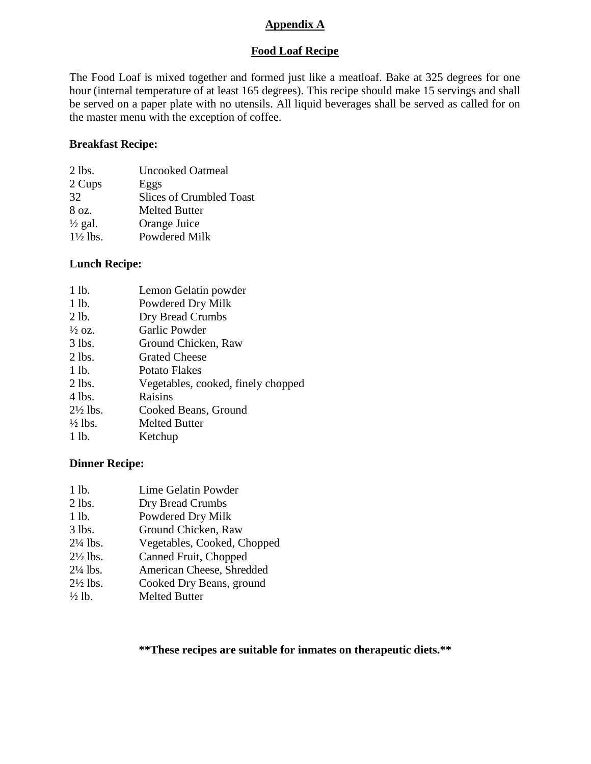## Appendix A

## Food Loaf Recipe

The Food Loaf is mixed together and formed just like a meatloaf. Bake at 325 degrees for one hour (internal temperature of at least 165 degrees). This recipe should make 15 servings and shall be served on a paper plate with no utensils. All liquid beverages shall be served as called for on the master menu with the exception of coffee.

**Breakfast Recipe:**

| | |
|---|---|
| 2 lbs. | Uncooked Oatmeal |
| 2 Cups | Eggs |
| 32 | Slices of Crumbled Toast |
| 8 oz. | Melted Butter |
| ½ gal. | Orange Juice |
| 1½ lbs. | Powdered Milk |

**Lunch Recipe:**

| | |
|---|---|
| 1 lb. | Lemon Gelatin powder |
| 1 lb. | Powdered Dry Milk |
| 2 lb. | Dry Bread Crumbs |
| ½ oz. | Garlic Powder |
| 3 lbs. | Ground Chicken, Raw |
| 2 lbs. | Grated Cheese |
| 1 lb. | Potato Flakes |
| 2 lbs. | Vegetables, cooked, finely chopped |
| 4 lbs. | Raisins |
| 2½ lbs. | Cooked Beans, Ground |
| ½ lbs. | Melted Butter |
| 1 lb. | Ketchup |

**Dinner Recipe:**

| | |
|---|---|
| 1 lb. | Lime Gelatin Powder |
| 2 lbs. | Dry Bread Crumbs |
| 1 lb. | Powdered Dry Milk |
| 3 lbs. | Ground Chicken, Raw |
| 2¼ lbs. | Vegetables, Cooked, Chopped |
| 2½ lbs. | Canned Fruit, Chopped |
| 2¼ lbs. | American Cheese, Shredded |
| 2½ lbs. | Cooked Dry Beans, ground |
| ½ lb. | Melted Butter |

**\*\*These recipes are suitable for inmates on therapeutic diets.\*\***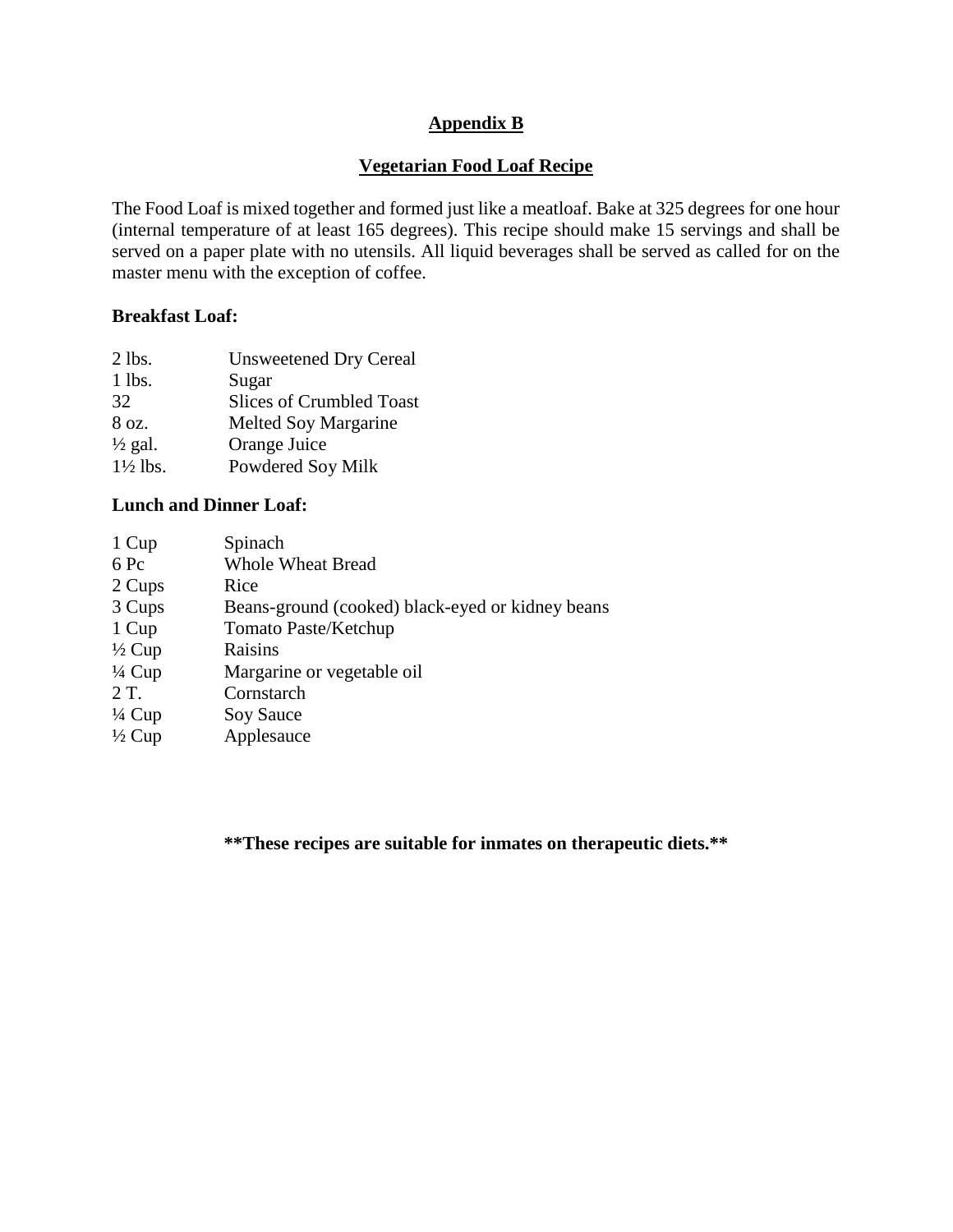## Appendix B

### Vegetarian Food Loaf Recipe

The Food Loaf is mixed together and formed just like a meatloaf. Bake at 325 degrees for one hour (internal temperature of at least 165 degrees). This recipe should make 15 servings and shall be served on a paper plate with no utensils. All liquid beverages shall be served as called for on the master menu with the exception of coffee.

**Breakfast Loaf:**

| | |
|---|---|
| 2 lbs. | Unsweetened Dry Cereal |
| 1 lbs. | Sugar |
| 32 | Slices of Crumbled Toast |
| 8 oz. | Melted Soy Margarine |
| ½ gal. | Orange Juice |
| 1½ lbs. | Powdered Soy Milk |

**Lunch and Dinner Loaf:**

| | |
|---|---|
| 1 Cup | Spinach |
| 6 Pc | Whole Wheat Bread |
| 2 Cups | Rice |
| 3 Cups | Beans-ground (cooked) black-eyed or kidney beans |
| 1 Cup | Tomato Paste/Ketchup |
| ½ Cup | Raisins |
| ¼ Cup | Margarine or vegetable oil |
| 2 T. | Cornstarch |
| ¼ Cup | Soy Sauce |
| ½ Cup | Applesauce |

**\*\*These recipes are suitable for inmates on therapeutic diets.\*\***